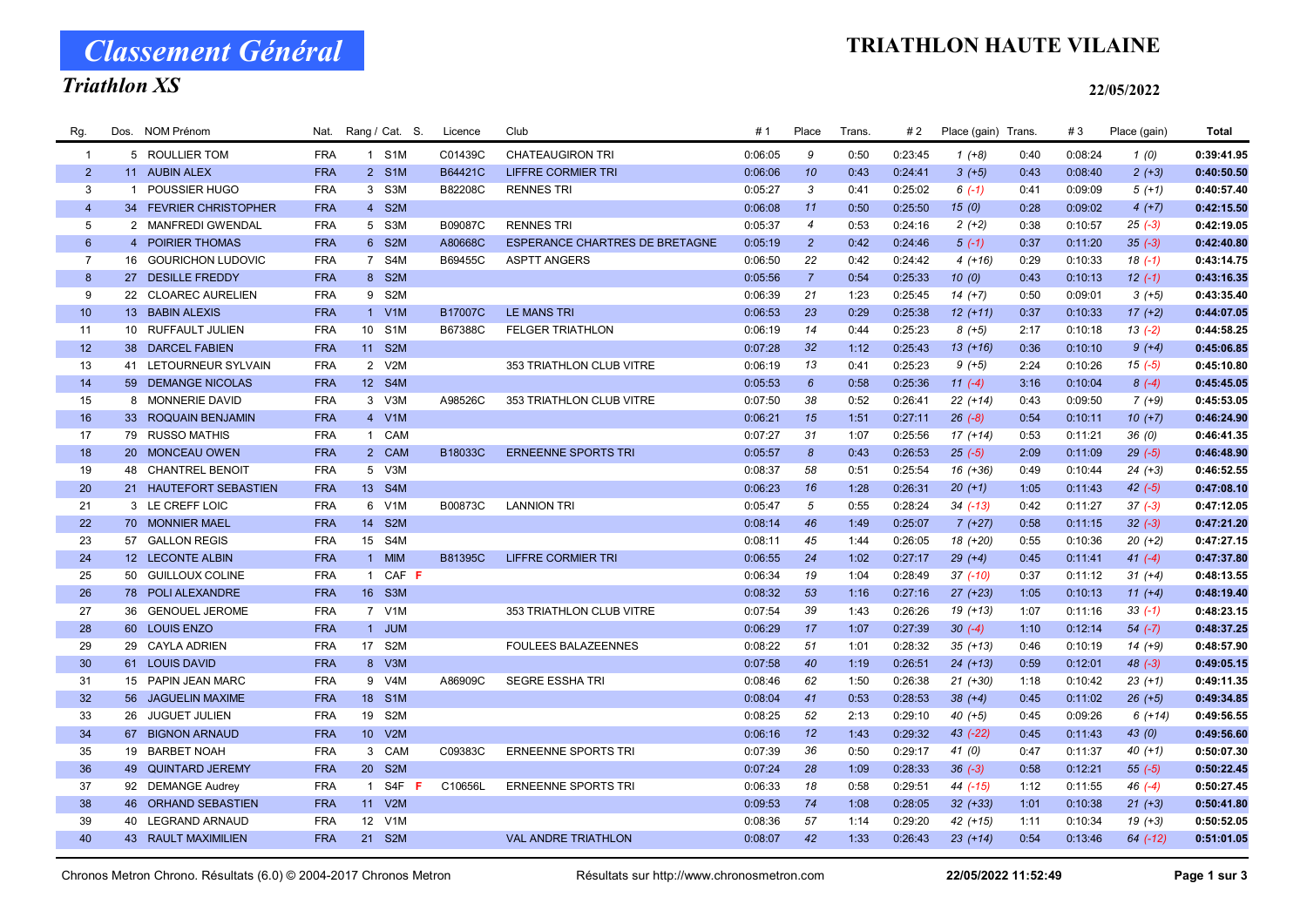# Classement Général

## Triathlon XS

# TRIATHLON HAUTE VILAINE

22/05/2022

| Rg. | Dos. | NOM Prénom | Nat. | Rang / Cat. | S. | Licence | Club | # 1 | Place | Trans. | # 2 | Place (gain) | Trans. | # 3 | Place (gain) | Total |
|---|---|---|---|---|---|---|---|---|---|---|---|---|---|---|---|---|
| 1 | 5 | ROULLIER TOM | FRA | 1 S1M | | C01439C | CHATEAUGIRON TRI | 0:06:05 | 9 | 0:50 | 0:23:45 | 1 (+8) | 0:40 | 0:08:24 | 1 (0) | 0:39:41.95 |
| 2 | 11 | AUBIN ALEX | FRA | 2 S1M | | B64421C | LIFFRE CORMIER TRI | 0:06:06 | 10 | 0:43 | 0:24:41 | 3 (+5) | 0:43 | 0:08:40 | 2 (+3) | 0:40:50.50 |
| 3 | 1 | POUSSIER HUGO | FRA | 3 S3M | | B82208C | RENNES TRI | 0:05:27 | 3 | 0:41 | 0:25:02 | 6 (-1) | 0:41 | 0:09:09 | 5 (+1) | 0:40:57.40 |
| 4 | 34 | FEVRIER CHRISTOPHER | FRA | 4 S2M | | | | 0:06:08 | 11 | 0:50 | 0:25:50 | 15 (0) | 0:28 | 0:09:02 | 4 (+7) | 0:42:15.50 |
| 5 | 2 | MANFREDI GWENDAL | FRA | 5 S3M | | B09087C | RENNES TRI | 0:05:37 | 4 | 0:53 | 0:24:16 | 2 (+2) | 0:38 | 0:10:57 | 25 (-3) | 0:42:19.05 |
| 6 | 4 | POIRIER THOMAS | FRA | 6 S2M | | A80668C | ESPERANCE CHARTRES DE BRETAGNE | 0:05:19 | 2 | 0:42 | 0:24:46 | 5 (-1) | 0:37 | 0:11:20 | 35 (-3) | 0:42:40.80 |
| 7 | 16 | GOURICHON LUDOVIC | FRA | 7 S4M | | B69455C | ASPTT ANGERS | 0:06:50 | 22 | 0:42 | 0:24:42 | 4 (+16) | 0:29 | 0:10:33 | 18 (-1) | 0:43:14.75 |
| 8 | 27 | DESILLE FREDDY | FRA | 8 S2M | | | | 0:05:56 | 7 | 0:54 | 0:25:33 | 10 (0) | 0:43 | 0:10:13 | 12 (-1) | 0:43:16.35 |
| 9 | 22 | CLOAREC AURELIEN | FRA | 9 S2M | | | | 0:06:39 | 21 | 1:23 | 0:25:45 | 14 (+7) | 0:50 | 0:09:01 | 3 (+5) | 0:43:35.40 |
| 10 | 13 | BABIN ALEXIS | FRA | 1 V1M | | B17007C | LE MANS TRI | 0:06:53 | 23 | 0:29 | 0:25:38 | 12 (+11) | 0:37 | 0:10:33 | 17 (+2) | 0:44:07.05 |
| 11 | 10 | RUFFAULT JULIEN | FRA | 10 S1M | | B67388C | FELGER TRIATHLON | 0:06:19 | 14 | 0:44 | 0:25:23 | 8 (+5) | 2:17 | 0:10:18 | 13 (-2) | 0:44:58.25 |
| 12 | 38 | DARCEL FABIEN | FRA | 11 S2M | | | | 0:07:28 | 32 | 1:12 | 0:25:43 | 13 (+16) | 0:36 | 0:10:10 | 9 (+4) | 0:45:06.85 |
| 13 | 41 | LETOURNEUR SYLVAIN | FRA | 2 V2M | | | 353 TRIATHLON CLUB VITRE | 0:06:19 | 13 | 0:41 | 0:25:23 | 9 (+5) | 2:24 | 0:10:26 | 15 (-5) | 0:45:10.80 |
| 14 | 59 | DEMANGE NICOLAS | FRA | 12 S4M | | | | 0:05:53 | 6 | 0:58 | 0:25:36 | 11 (-4) | 3:16 | 0:10:04 | 8 (-4) | 0:45:45.05 |
| 15 | 8 | MONNERIE DAVID | FRA | 3 V3M | | A98526C | 353 TRIATHLON CLUB VITRE | 0:07:50 | 38 | 0:52 | 0:26:41 | 22 (+14) | 0:43 | 0:09:50 | 7 (+9) | 0:45:53.05 |
| 16 | 33 | ROQUAIN BENJAMIN | FRA | 4 V1M | | | | 0:06:21 | 15 | 1:51 | 0:27:11 | 26 (-8) | 0:54 | 0:10:11 | 10 (+7) | 0:46:24.90 |
| 17 | 79 | RUSSO MATHIS | FRA | 1 CAM | | | | 0:07:27 | 31 | 1:07 | 0:25:56 | 17 (+14) | 0:53 | 0:11:21 | 36 (0) | 0:46:41.35 |
| 18 | 20 | MONCEAU OWEN | FRA | 2 CAM | | B18033C | ERNEENNE SPORTS TRI | 0:05:57 | 8 | 0:43 | 0:26:53 | 25 (-5) | 2:09 | 0:11:09 | 29 (-5) | 0:46:48.90 |
| 19 | 48 | CHANTREL BENOIT | FRA | 5 V3M | | | | 0:08:37 | 58 | 0:51 | 0:25:54 | 16 (+36) | 0:49 | 0:10:44 | 24 (+3) | 0:46:52.55 |
| 20 | 21 | HAUTEFORT SEBASTIEN | FRA | 13 S4M | | | | 0:06:23 | 16 | 1:28 | 0:26:31 | 20 (+1) | 1:05 | 0:11:43 | 42 (-5) | 0:47:08.10 |
| 21 | 3 | LE CREFF LOIC | FRA | 6 V1M | | B00873C | LANNION TRI | 0:05:47 | 5 | 0:55 | 0:28:24 | 34 (-13) | 0:42 | 0:11:27 | 37 (-3) | 0:47:12.05 |
| 22 | 70 | MONNIER MAEL | FRA | 14 S2M | | | | 0:08:14 | 46 | 1:49 | 0:25:07 | 7 (+27) | 0:58 | 0:11:15 | 32 (-3) | 0:47:21.20 |
| 23 | 57 | GALLON REGIS | FRA | 15 S4M | | | | 0:08:11 | 45 | 1:44 | 0:26:05 | 18 (+20) | 0:55 | 0:10:36 | 20 (+2) | 0:47:27.15 |
| 24 | 12 | LECONTE ALBIN | FRA | 1 MIM | | B81395C | LIFFRE CORMIER TRI | 0:06:55 | 24 | 1:02 | 0:27:17 | 29 (+4) | 0:45 | 0:11:41 | 41 (-4) | 0:47:37.80 |
| 25 | 50 | GUILLOUX COLINE | FRA | 1 CAF | F | | | 0:06:34 | 19 | 1:04 | 0:28:49 | 37 (-10) | 0:37 | 0:11:12 | 31 (+4) | 0:48:13.55 |
| 26 | 78 | POLI ALEXANDRE | FRA | 16 S3M | | | | 0:08:32 | 53 | 1:16 | 0:27:16 | 27 (+23) | 1:05 | 0:10:13 | 11 (+4) | 0:48:19.40 |
| 27 | 36 | GENOUEL JEROME | FRA | 7 V1M | | | 353 TRIATHLON CLUB VITRE | 0:07:54 | 39 | 1:43 | 0:26:26 | 19 (+13) | 1:07 | 0:11:16 | 33 (-1) | 0:48:23.15 |
| 28 | 60 | LOUIS ENZO | FRA | 1 JUM | | | | 0:06:29 | 17 | 1:07 | 0:27:39 | 30 (-4) | 1:10 | 0:12:14 | 54 (-7) | 0:48:37.25 |
| 29 | 29 | CAYLA ADRIEN | FRA | 17 S2M | | | FOULEES BALAZEENNES | 0:08:22 | 51 | 1:01 | 0:28:32 | 35 (+13) | 0:46 | 0:10:19 | 14 (+9) | 0:48:57.90 |
| 30 | 61 | LOUIS DAVID | FRA | 8 V3M | | | | 0:07:58 | 40 | 1:19 | 0:26:51 | 24 (+13) | 0:59 | 0:12:01 | 48 (-3) | 0:49:05.15 |
| 31 | 15 | PAPIN JEAN MARC | FRA | 9 V4M | | A86909C | SEGRE ESSHA TRI | 0:08:46 | 62 | 1:50 | 0:26:38 | 21 (+30) | 1:18 | 0:10:42 | 23 (+1) | 0:49:11.35 |
| 32 | 56 | JAGUELIN MAXIME | FRA | 18 S1M | | | | 0:08:04 | 41 | 0:53 | 0:28:53 | 38 (+4) | 0:45 | 0:11:02 | 26 (+5) | 0:49:34.85 |
| 33 | 26 | JUGUET JULIEN | FRA | 19 S2M | | | | 0:08:25 | 52 | 2:13 | 0:29:10 | 40 (+5) | 0:45 | 0:09:26 | 6 (+14) | 0:49:56.55 |
| 34 | 67 | BIGNON ARNAUD | FRA | 10 V2M | | | | 0:06:16 | 12 | 1:43 | 0:29:32 | 43 (-22) | 0:45 | 0:11:43 | 43 (0) | 0:49:56.60 |
| 35 | 19 | BARBET NOAH | FRA | 3 CAM | | C09383C | ERNEENNE SPORTS TRI | 0:07:39 | 36 | 0:50 | 0:29:17 | 41 (0) | 0:47 | 0:11:37 | 40 (+1) | 0:50:07.30 |
| 36 | 49 | QUINTARD JEREMY | FRA | 20 S2M | | | | 0:07:24 | 28 | 1:09 | 0:28:33 | 36 (-3) | 0:58 | 0:12:21 | 55 (-5) | 0:50:22.45 |
| 37 | 92 | DEMANGE Audrey | FRA | 1 S4F | F | C10656L | ERNEENNE SPORTS TRI | 0:06:33 | 18 | 0:58 | 0:29:51 | 44 (-15) | 1:12 | 0:11:55 | 46 (-4) | 0:50:27.45 |
| 38 | 46 | ORHAND SEBASTIEN | FRA | 11 V2M | | | | 0:09:53 | 74 | 1:08 | 0:28:05 | 32 (+33) | 1:01 | 0:10:38 | 21 (+3) | 0:50:41.80 |
| 39 | 40 | LEGRAND ARNAUD | FRA | 12 V1M | | | | 0:08:36 | 57 | 1:14 | 0:29:20 | 42 (+15) | 1:11 | 0:10:34 | 19 (+3) | 0:50:52.05 |
| 40 | 43 | RAULT MAXIMILIEN | FRA | 21 S2M | | | VAL ANDRE TRIATHLON | 0:08:07 | 42 | 1:33 | 0:26:43 | 23 (+14) | 0:54 | 0:13:46 | 64 (-12) | 0:51:01.05 |

Chronos Metron Chrono. Résultats (6.0) © 2004-2017 Chronos Metron — Résultats sur http://www.chronosmetron.com — 22/05/2022 11:52:49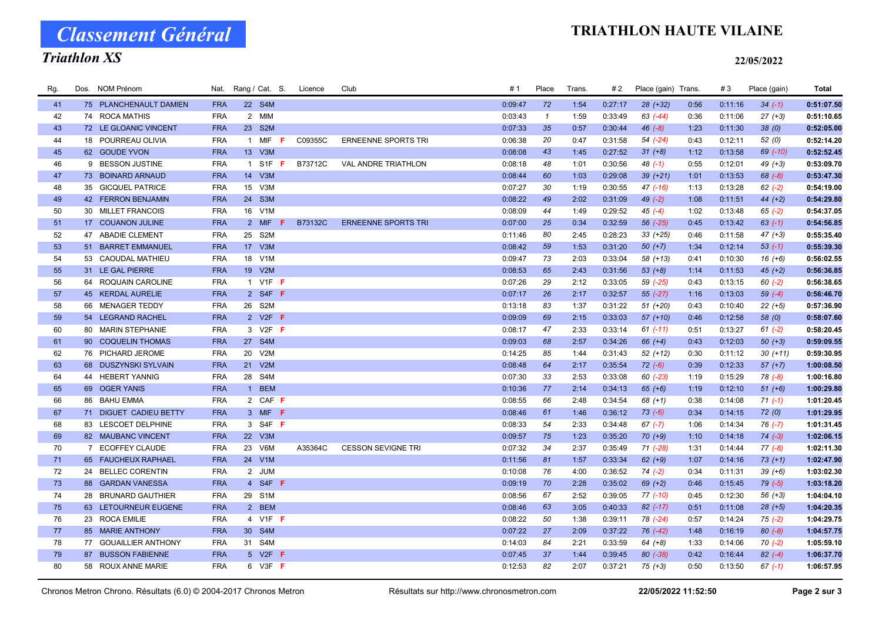# Classement Général

## Triathlon XS

# TRIATHLON HAUTE VILAINE

22/05/2022

| Rg. | Dos. | NOM Prénom | Nat. | Rang / Cat. | S. | Licence | Club | # 1 | Place | Trans. | # 2 | Place (gain) | Trans. | # 3 | Place (gain) | Total |
|---|---|---|---|---|---|---|---|---|---|---|---|---|---|---|---|---|
| 41 | 75 | PLANCHENAULT DAMIEN | FRA | 22 S4M | | | | 0:09:47 | 72 | 1:54 | 0:27:17 | 28 (+32) | 0:56 | 0:11:16 | 34 (-1) | 0:51:07.50 |
| 42 | 74 | ROCA MATHIS | FRA | 2 MIM | | | | 0:03:43 | 1 | 1:59 | 0:33:49 | 63 (-44) | 0:36 | 0:11:06 | 27 (+3) | 0:51:10.65 |
| 43 | 72 | LE GLOANIC VINCENT | FRA | 23 S2M | | | | 0:07:33 | 35 | 0:57 | 0:30:44 | 46 (-8) | 1:23 | 0:11:30 | 38 (0) | 0:52:05.00 |
| 44 | 18 | POURREAU OLIVIA | FRA | 1 MIF | F | C09355C | ERNEENNE SPORTS TRI | 0:06:38 | 20 | 0:47 | 0:31:58 | 54 (-24) | 0:43 | 0:12:11 | 52 (0) | 0:52:14.20 |
| 45 | 62 | GOUDE YVON | FRA | 13 V3M | | | | 0:08:08 | 43 | 1:45 | 0:27:52 | 31 (+8) | 1:12 | 0:13:58 | 69 (-10) | 0:52:52.45 |
| 46 | 9 | BESSON JUSTINE | FRA | 1 S1F | F | B73712C | VAL ANDRE TRIATHLON | 0:08:18 | 48 | 1:01 | 0:30:56 | 48 (-1) | 0:55 | 0:12:01 | 49 (+3) | 0:53:09.70 |
| 47 | 73 | BOINARD ARNAUD | FRA | 14 V3M | | | | 0:08:44 | 60 | 1:03 | 0:29:08 | 39 (+21) | 1:01 | 0:13:53 | 68 (-8) | 0:53:47.30 |
| 48 | 35 | GICQUEL PATRICE | FRA | 15 V3M | | | | 0:07:27 | 30 | 1:19 | 0:30:55 | 47 (-16) | 1:13 | 0:13:28 | 62 (-2) | 0:54:19.00 |
| 49 | 42 | FERRON BENJAMIN | FRA | 24 S3M | | | | 0:08:22 | 49 | 2:02 | 0:31:09 | 49 (-2) | 1:08 | 0:11:51 | 44 (+2) | 0:54:29.80 |
| 50 | 30 | MILLET FRANCOIS | FRA | 16 V1M | | | | 0:08:09 | 44 | 1:49 | 0:29:52 | 45 (-4) | 1:02 | 0:13:48 | 65 (-2) | 0:54:37.05 |
| 51 | 17 | COUANON JULINE | FRA | 2 MIF | F | B73132C | ERNEENNE SPORTS TRI | 0:07:00 | 25 | 0:34 | 0:32:59 | 56 (-25) | 0:45 | 0:13:42 | 63 (-1) | 0:54:56.85 |
| 52 | 47 | ABADIE CLEMENT | FRA | 25 S2M | | | | 0:11:46 | 80 | 2:45 | 0:28:23 | 33 (+25) | 0:46 | 0:11:58 | 47 (+3) | 0:55:35.40 |
| 53 | 51 | BARRET EMMANUEL | FRA | 17 V3M | | | | 0:08:42 | 59 | 1:53 | 0:31:20 | 50 (+7) | 1:34 | 0:12:14 | 53 (-1) | 0:55:39.30 |
| 54 | 53 | CAOUDAL MATHIEU | FRA | 18 V1M | | | | 0:09:47 | 73 | 2:03 | 0:33:04 | 58 (+13) | 0:41 | 0:10:30 | 16 (+6) | 0:56:02.55 |
| 55 | 31 | LE GAL PIERRE | FRA | 19 V2M | | | | 0:08:53 | 65 | 2:43 | 0:31:56 | 53 (+8) | 1:14 | 0:11:53 | 45 (+2) | 0:56:36.85 |
| 56 | 64 | ROQUAIN CAROLINE | FRA | 1 V1F | F | | | 0:07:26 | 29 | 2:12 | 0:33:05 | 59 (-25) | 0:43 | 0:13:15 | 60 (-2) | 0:56:38.65 |
| 57 | 45 | KERDAL AURELIE | FRA | 2 S4F | F | | | 0:07:17 | 26 | 2:17 | 0:32:57 | 55 (-27) | 1:16 | 0:13:03 | 59 (-4) | 0:56:46.70 |
| 58 | 66 | MENAGER TEDDY | FRA | 26 S2M | | | | 0:13:18 | 83 | 1:37 | 0:31:22 | 51 (+20) | 0:43 | 0:10:40 | 22 (+5) | 0:57:36.90 |
| 59 | 54 | LEGRAND RACHEL | FRA | 2 V2F | F | | | 0:09:09 | 69 | 2:15 | 0:33:03 | 57 (+10) | 0:46 | 0:12:58 | 58 (0) | 0:58:07.60 |
| 60 | 80 | MARIN STEPHANIE | FRA | 3 V2F | F | | | 0:08:17 | 47 | 2:33 | 0:33:14 | 61 (-11) | 0:51 | 0:13:27 | 61 (-2) | 0:58:20.45 |
| 61 | 90 | COQUELIN THOMAS | FRA | 27 S4M | | | | 0:09:03 | 68 | 2:57 | 0:34:26 | 66 (+4) | 0:43 | 0:12:03 | 50 (+3) | 0:59:09.55 |
| 62 | 76 | PICHARD JEROME | FRA | 20 V2M | | | | 0:14:25 | 85 | 1:44 | 0:31:43 | 52 (+12) | 0:30 | 0:11:12 | 30 (+11) | 0:59:30.95 |
| 63 | 68 | DUSZYNSKI SYLVAIN | FRA | 21 V2M | | | | 0:08:48 | 64 | 2:17 | 0:35:54 | 72 (-6) | 0:39 | 0:12:33 | 57 (+7) | 1:00:08.50 |
| 64 | 44 | HEBERT YANNIG | FRA | 28 S4M | | | | 0:07:30 | 33 | 2:53 | 0:33:08 | 60 (-23) | 1:19 | 0:15:29 | 78 (-8) | 1:00:16.80 |
| 65 | 69 | OGER YANIS | FRA | 1 BEM | | | | 0:10:36 | 77 | 2:14 | 0:34:13 | 65 (+6) | 1:19 | 0:12:10 | 51 (+6) | 1:00:29.80 |
| 66 | 86 | BAHU EMMA | FRA | 2 CAF | F | | | 0:08:55 | 66 | 2:48 | 0:34:54 | 68 (+1) | 0:38 | 0:14:08 | 71 (-1) | 1:01:20.45 |
| 67 | 71 | DIGUET CADIEU BETTY | FRA | 3 MIF | F | | | 0:08:46 | 61 | 1:46 | 0:36:12 | 73 (-6) | 0:34 | 0:14:15 | 72 (0) | 1:01:29.95 |
| 68 | 83 | LESCOET DELPHINE | FRA | 3 S4F | F | | | 0:08:33 | 54 | 2:33 | 0:34:48 | 67 (-7) | 1:06 | 0:14:34 | 76 (-7) | 1:01:31.45 |
| 69 | 82 | MAUBANC VINCENT | FRA | 22 V3M | | | | 0:09:57 | 75 | 1:23 | 0:35:20 | 70 (+9) | 1:10 | 0:14:18 | 74 (-3) | 1:02:06.15 |
| 70 | 7 | ECOFFEY CLAUDE | FRA | 23 V6M | | A35364C | CESSON SEVIGNE TRI | 0:07:32 | 34 | 2:37 | 0:35:49 | 71 (-28) | 1:31 | 0:14:44 | 77 (-8) | 1:02:11.30 |
| 71 | 65 | FAUCHEUX RAPHAEL | FRA | 24 V1M | | | | 0:11:56 | 81 | 1:57 | 0:33:34 | 62 (+9) | 1:07 | 0:14:16 | 73 (+1) | 1:02:47.90 |
| 72 | 24 | BELLEC CORENTIN | FRA | 2 JUM | | | | 0:10:08 | 76 | 4:00 | 0:36:52 | 74 (-2) | 0:34 | 0:11:31 | 39 (+6) | 1:03:02.30 |
| 73 | 88 | GARDAN VANESSA | FRA | 4 S4F | F | | | 0:09:19 | 70 | 2:28 | 0:35:02 | 69 (+2) | 0:46 | 0:15:45 | 79 (-5) | 1:03:18.20 |
| 74 | 28 | BRUNARD GAUTHIER | FRA | 29 S1M | | | | 0:08:56 | 67 | 2:52 | 0:39:05 | 77 (-10) | 0:45 | 0:12:30 | 56 (+3) | 1:04:04.10 |
| 75 | 63 | LETOURNEUR EUGENE | FRA | 2 BEM | | | | 0:08:46 | 63 | 3:05 | 0:40:33 | 82 (-17) | 0:51 | 0:11:08 | 28 (+5) | 1:04:20.35 |
| 76 | 23 | ROCA EMILIE | FRA | 4 V1F | F | | | 0:08:22 | 50 | 1:38 | 0:39:11 | 78 (-24) | 0:57 | 0:14:24 | 75 (-2) | 1:04:29.75 |
| 77 | 85 | MARIE ANTHONY | FRA | 30 S4M | | | | 0:07:22 | 27 | 2:09 | 0:37:22 | 76 (-42) | 1:48 | 0:16:19 | 80 (-8) | 1:04:57.75 |
| 78 | 77 | GOUAILLIER ANTHONY | FRA | 31 S4M | | | | 0:14:03 | 84 | 2:21 | 0:33:59 | 64 (+8) | 1:33 | 0:14:06 | 70 (-2) | 1:05:59.10 |
| 79 | 87 | BUSSON FABIENNE | FRA | 5 V2F | F | | | 0:07:45 | 37 | 1:44 | 0:39:45 | 80 (-38) | 0:42 | 0:16:44 | 82 (-4) | 1:06:37.70 |
| 80 | 58 | ROUX ANNE MARIE | FRA | 6 V3F | F | | | 0:12:53 | 82 | 2:07 | 0:37:21 | 75 (+3) | 0:50 | 0:13:50 | 67 (-1) | 1:06:57.95 |

Chronos Metron Chrono. Résultats (6.0) © 2004-2017 Chronos Metron — Résultats sur http://www.chronosmetron.com — 22/05/2022 11:52:50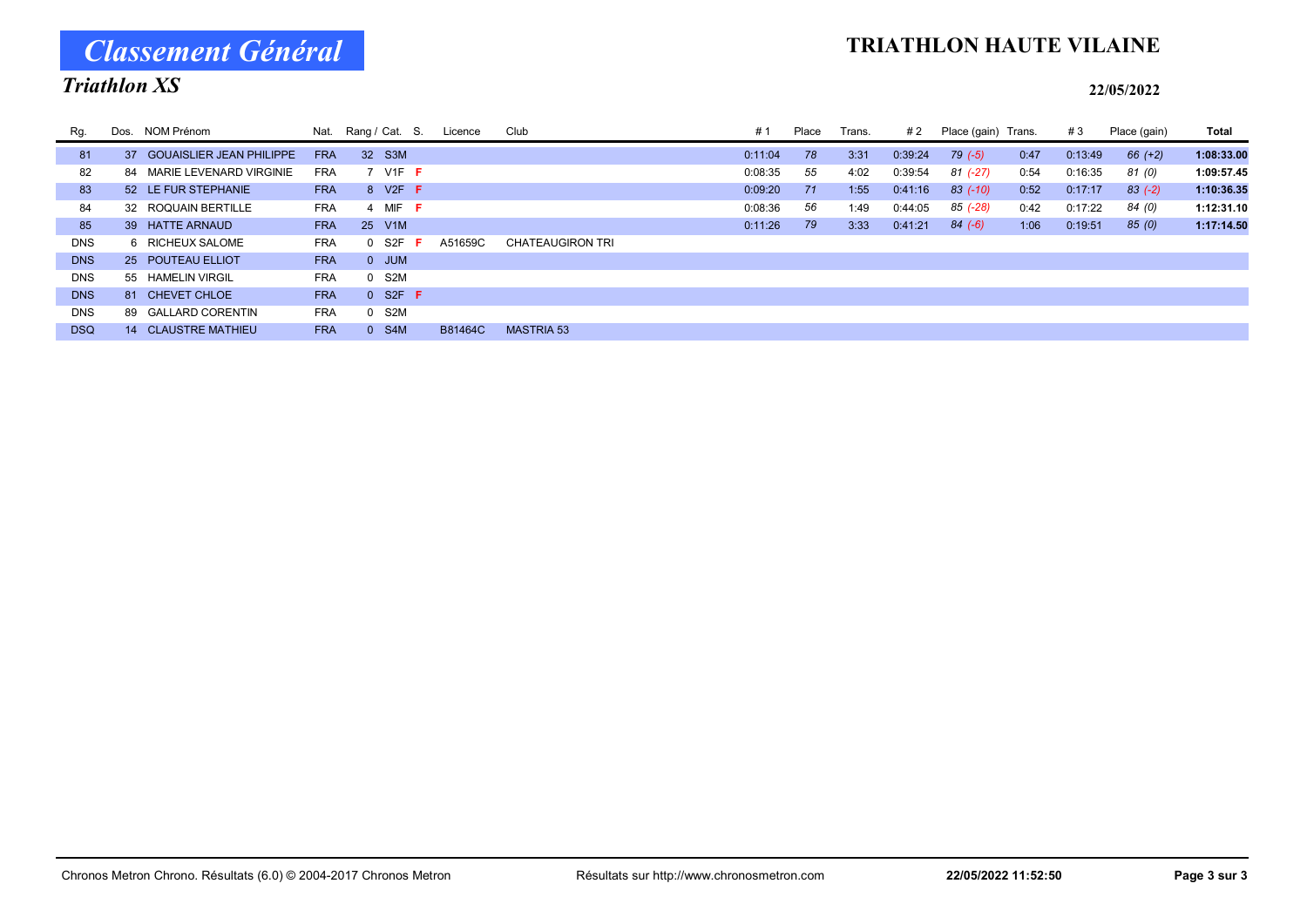# Classement Général

## Triathlon XS

# TRIATHLON HAUTE VILAINE

22/05/2022

| Rg. | Dos. | NOM Prénom | Nat. | Rang / Cat. | | S. | Licence | Club | # 1 | Place | Trans. | # 2 | Place (gain) | Trans. | # 3 | Place (gain) | Total |
|---|---|---|---|---|---|---|---|---|---|---|---|---|---|---|---|---|---|
| 81 | 37 | GOUAISLIER JEAN PHILIPPE | FRA | 32 | S3M | | | | 0:11:04 | 78 | 3:31 | 0:39:24 | 79 (-5) | 0:47 | 0:13:49 | 66 (+2) | 1:08:33.00 |
| 82 | 84 | MARIE LEVENARD VIRGINIE | FRA | 7 | V1F | F | | | 0:08:35 | 55 | 4:02 | 0:39:54 | 81 (-27) | 0:54 | 0:16:35 | 81 (0) | 1:09:57.45 |
| 83 | 52 | LE FUR STEPHANIE | FRA | 8 | V2F | F | | | 0:09:20 | 71 | 1:55 | 0:41:16 | 83 (-10) | 0:52 | 0:17:17 | 83 (-2) | 1:10:36.35 |
| 84 | 32 | ROQUAIN BERTILLE | FRA | 4 | MIF | F | | | 0:08:36 | 56 | 1:49 | 0:44:05 | 85 (-28) | 0:42 | 0:17:22 | 84 (0) | 1:12:31.10 |
| 85 | 39 | HATTE ARNAUD | FRA | 25 | V1M | | | | 0:11:26 | 79 | 3:33 | 0:41:21 | 84 (-6) | 1:06 | 0:19:51 | 85 (0) | 1:17:14.50 |
| DNS | 6 | RICHEUX SALOME | FRA | 0 | S2F | F | A51659C | CHATEAUGIRON TRI | | | | | | | | | |
| DNS | 25 | POUTEAU ELLIOT | FRA | 0 | JUM | | | | | | | | | | | | |
| DNS | 55 | HAMELIN VIRGIL | FRA | 0 | S2M | | | | | | | | | | | | |
| DNS | 81 | CHEVET CHLOE | FRA | 0 | S2F | F | | | | | | | | | | | |
| DNS | 89 | GALLARD CORENTIN | FRA | 0 | S2M | | | | | | | | | | | | |
| DSQ | 14 | CLAUSTRE MATHIEU | FRA | 0 | S4M | | B81464C | MASTRIA 53 | | | | | | | | | |

Chronos Metron Chrono. Résultats (6.0) © 2004-2017 Chronos Metron — Résultats sur http://www.chronosmetron.com — 22/05/2022 11:52:50